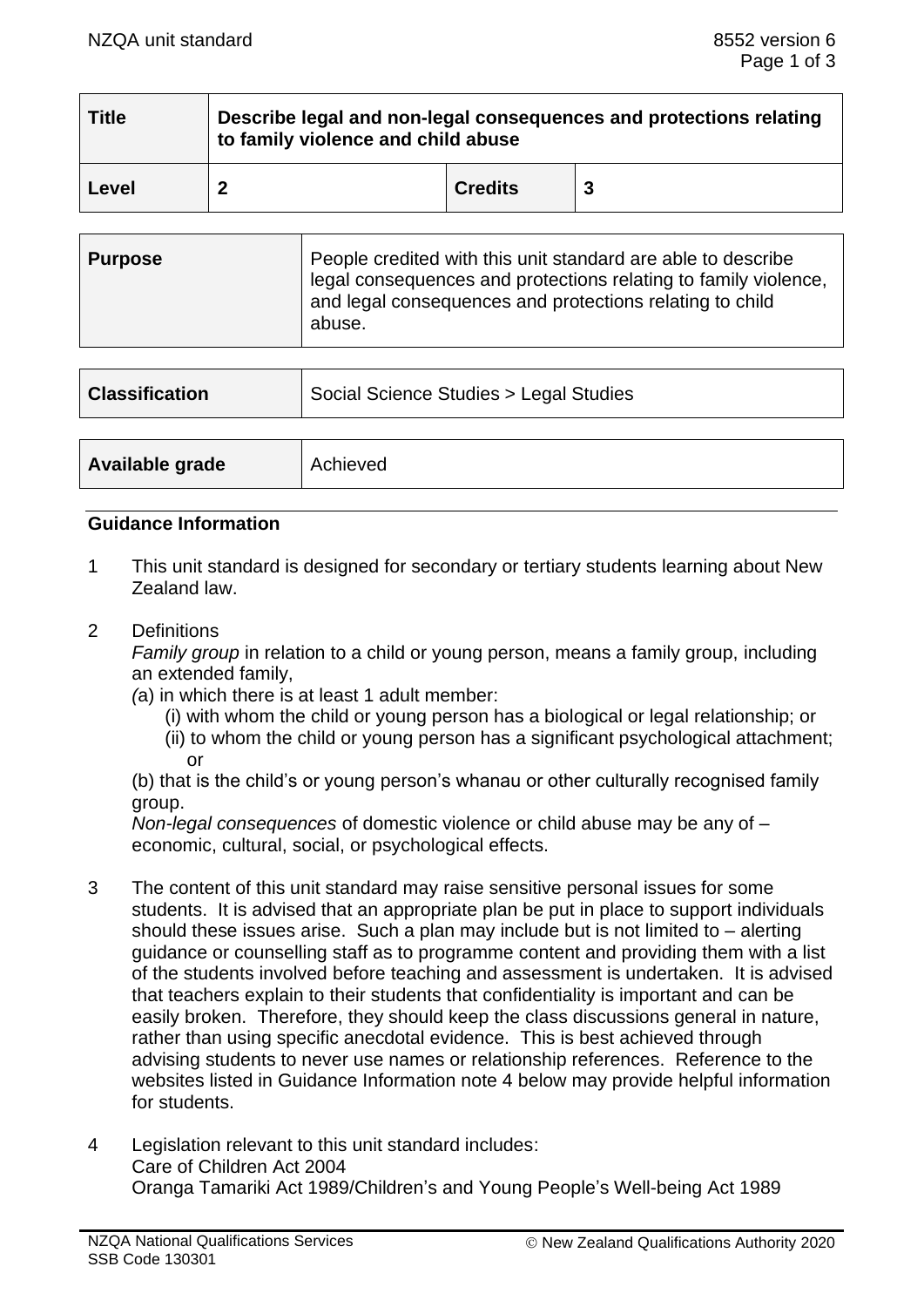| Title | Describe legal and non-legal consequences and protections relating to family violence and child abuse | | |
|---|---|---|---|
| Level | 2 | Credits | 3 |

| Purpose | People credited with this unit standard are able to describe legal consequences and protections relating to family violence, and legal consequences and protections relating to child abuse. |
|---|---|

| Classification | Social Science Studies > Legal Studies |
|---|---|

| Available grade | Achieved |
|---|---|

## Guidance Information

1 This unit standard is designed for secondary or tertiary students learning about New Zealand law.

2 Definitions

*Family group* in relation to a child or young person, means a family group, including an extended family,

(a) in which there is at least 1 adult member:

(i) with whom the child or young person has a biological or legal relationship; or

(ii) to whom the child or young person has a significant psychological attachment; or

(b) that is the child's or young person's whanau or other culturally recognised family group.

*Non-legal consequences* of domestic violence or child abuse may be any of – economic, cultural, social, or psychological effects.

3 The content of this unit standard may raise sensitive personal issues for some students. It is advised that an appropriate plan be put in place to support individuals should these issues arise. Such a plan may include but is not limited to – alerting guidance or counselling staff as to programme content and providing them with a list of the students involved before teaching and assessment is undertaken. It is advised that teachers explain to their students that confidentiality is important and can be easily broken. Therefore, they should keep the class discussions general in nature, rather than using specific anecdotal evidence. This is best achieved through advising students to never use names or relationship references. Reference to the websites listed in Guidance Information note 4 below may provide helpful information for students.

4 Legislation relevant to this unit standard includes:

Care of Children Act 2004

Oranga Tamariki Act 1989/Children's and Young People's Well-being Act 1989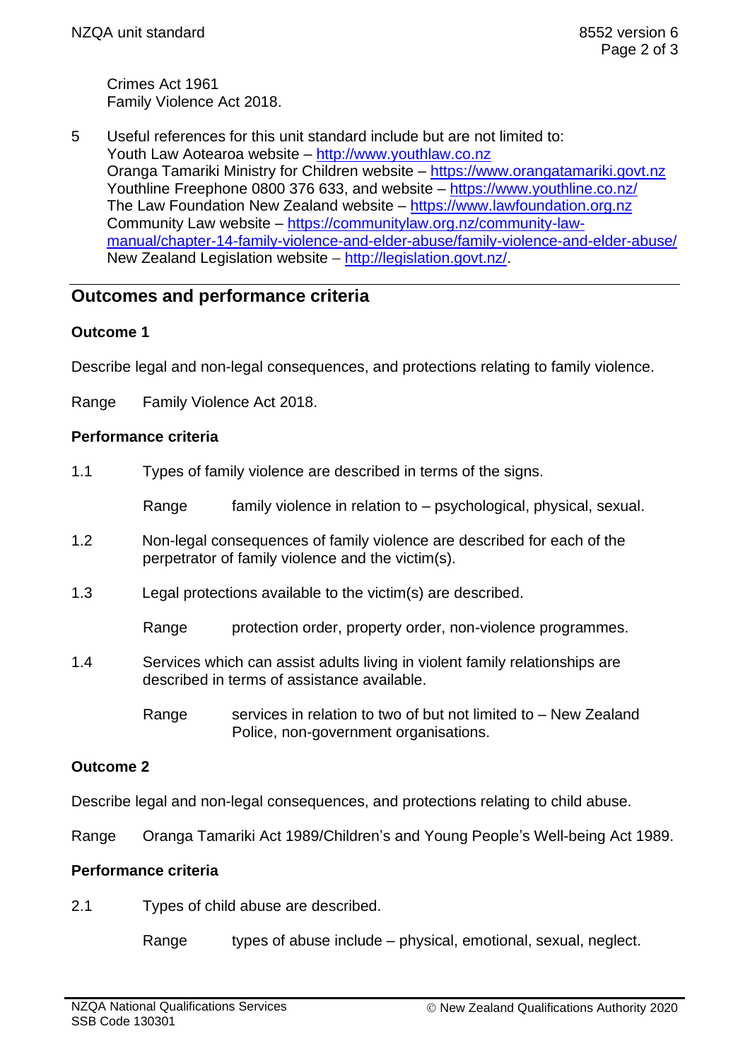Crimes Act 1961
Family Violence Act 2018.

5 Useful references for this unit standard include but are not limited to:
Youth Law Aotearoa website – http://www.youthlaw.co.nz
Oranga Tamariki Ministry for Children website – https://www.orangatamariki.govt.nz
Youthline Freephone 0800 376 633, and website – https://www.youthline.co.nz/
The Law Foundation New Zealand website – https://www.lawfoundation.org.nz
Community Law website – https://communitylaw.org.nz/community-law-manual/chapter-14-family-violence-and-elder-abuse/family-violence-and-elder-abuse/
New Zealand Legislation website – http://legislation.govt.nz/.

## Outcomes and performance criteria

### Outcome 1

Describe legal and non-legal consequences, and protections relating to family violence.

Range Family Violence Act 2018.

#### Performance criteria

1.1 Types of family violence are described in terms of the signs.

Range family violence in relation to – psychological, physical, sexual.

1.2 Non-legal consequences of family violence are described for each of the perpetrator of family violence and the victim(s).

1.3 Legal protections available to the victim(s) are described.

Range protection order, property order, non-violence programmes.

1.4 Services which can assist adults living in violent family relationships are described in terms of assistance available.

Range services in relation to two of but not limited to – New Zealand Police, non-government organisations.

### Outcome 2

Describe legal and non-legal consequences, and protections relating to child abuse.

Range Oranga Tamariki Act 1989/Children's and Young People's Well-being Act 1989.

#### Performance criteria

2.1 Types of child abuse are described.

Range types of abuse include – physical, emotional, sexual, neglect.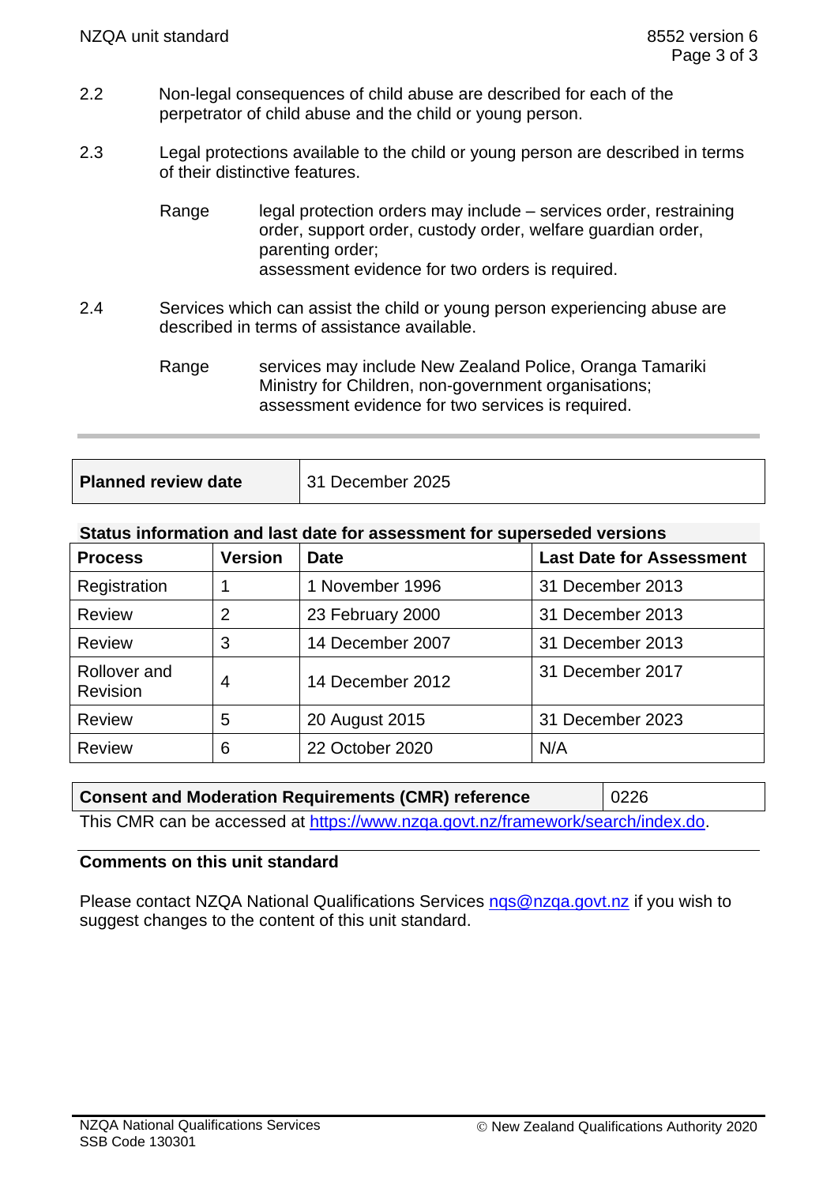2.2 Non-legal consequences of child abuse are described for each of the perpetrator of child abuse and the child or young person.

2.3 Legal protections available to the child or young person are described in terms of their distinctive features.

Range legal protection orders may include – services order, restraining order, support order, custody order, welfare guardian order, parenting order;
assessment evidence for two orders is required.

2.4 Services which can assist the child or young person experiencing abuse are described in terms of assistance available.

Range services may include New Zealand Police, Oranga Tamariki Ministry for Children, non-government organisations;
assessment evidence for two services is required.

| | |
|---|---|
| **Planned review date** | 31 December 2025 |

**Status information and last date for assessment for superseded versions**

| Process | Version | Date | Last Date for Assessment |
|---|---|---|---|
| Registration | 1 | 1 November 1996 | 31 December 2013 |
| Review | 2 | 23 February 2000 | 31 December 2013 |
| Review | 3 | 14 December 2007 | 31 December 2013 |
| Rollover and Revision | 4 | 14 December 2012 | 31 December 2017 |
| Review | 5 | 20 August 2015 | 31 December 2023 |
| Review | 6 | 22 October 2020 | N/A |

| | |
|---|---|
| **Consent and Moderation Requirements (CMR) reference** | 0226 |

This CMR can be accessed at https://www.nzqa.govt.nz/framework/search/index.do.

**Comments on this unit standard**

Please contact NZQA National Qualifications Services nqs@nzqa.govt.nz if you wish to suggest changes to the content of this unit standard.